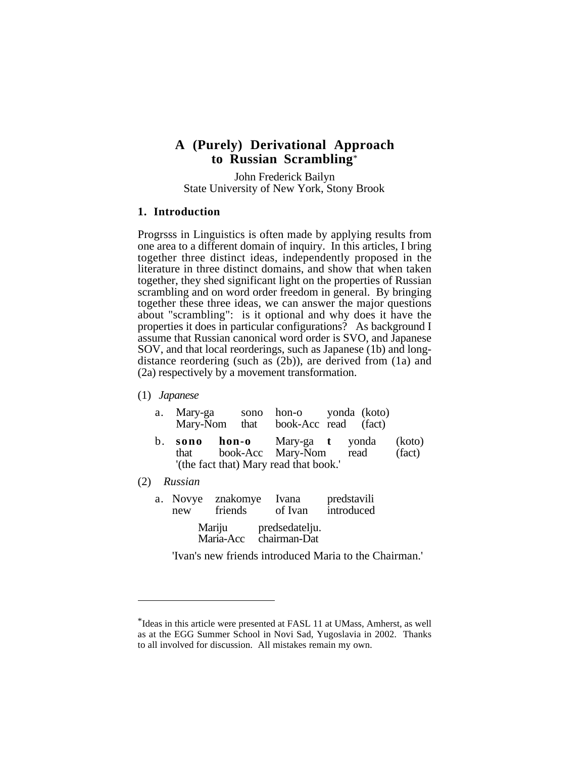# A (Purely) Derivational Approach to Russian Scrambling*

John Frederick Bailyn
State University of New York, Stony Brook

## 1. Introduction

Progrsss in Linguistics is often made by applying results from one area to a different domain of inquiry. In this articles, I bring together three distinct ideas, independently proposed in the literature in three distinct domains, and show that when taken together, they shed significant light on the properties of Russian scrambling and on word order freedom in general. By bringing together these three ideas, we can answer the major questions about "scrambling": is it optional and why does it have the properties it does in particular configurations? As background I assume that Russian canonical word order is SVO, and Japanese SOV, and that local reorderings, such as Japanese (1b) and long-distance reordering (such as (2b)), are derived from (1a) and (2a) respectively by a movement transformation.

(1) *Japanese*

a. Mary-ga sono hon-o yonda (koto)
   Mary-Nom that book-Acc read (fact)

b. **sono hon-o** Mary-ga **t** yonda (koto)
   that book-Acc Mary-Nom read (fact)
   '(the fact that) Mary read that book.'

(2) *Russian*

a. Novye znakomye Ivana predstavili
   new friends of Ivan introduced

   Mariju predsedatelju.
   Maria-Acc chairman-Dat

   'Ivan's new friends introduced Maria to the Chairman.'

---

*Ideas in this article were presented at FASL 11 at UMass, Amherst, as well as at the EGG Summer School in Novi Sad, Yugoslavia in 2002. Thanks to all involved for discussion. All mistakes remain my own.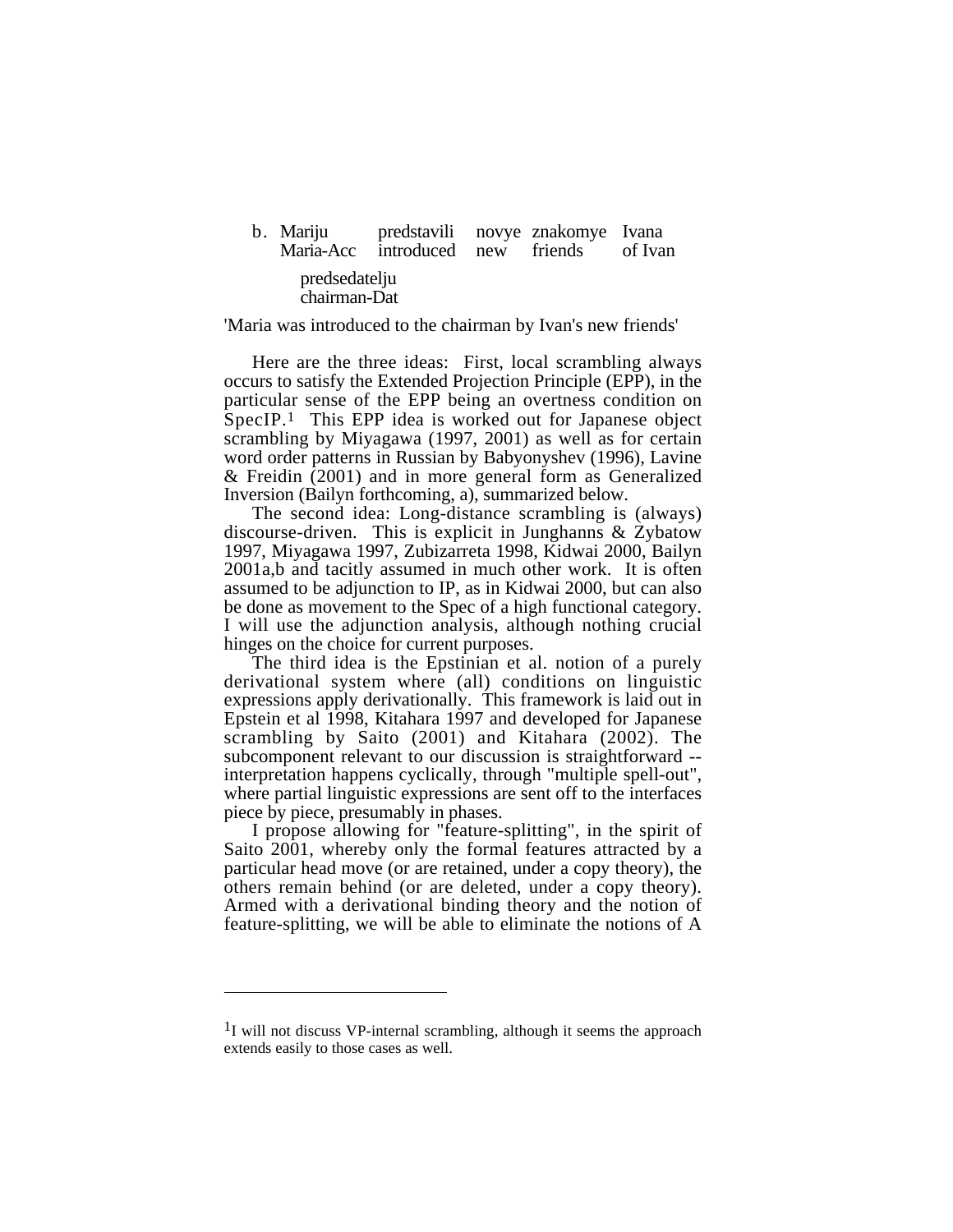b. Mariju predstavili novye znakomye Ivana
   Maria-Acc introduced new friends of Ivan

   predsedatelju
   chairman-Dat

'Maria was introduced to the chairman by Ivan's new friends'

Here are the three ideas: First, local scrambling always occurs to satisfy the Extended Projection Principle (EPP), in the particular sense of the EPP being an overtness condition on SpecIP.[1] This EPP idea is worked out for Japanese object scrambling by Miyagawa (1997, 2001) as well as for certain word order patterns in Russian by Babyonyshev (1996), Lavine & Freidin (2001) and in more general form as Generalized Inversion (Bailyn forthcoming, a), summarized below.

The second idea: Long-distance scrambling is (always) discourse-driven. This is explicit in Junghanns & Zybatow 1997, Miyagawa 1997, Zubizarreta 1998, Kidwai 2000, Bailyn 2001a,b and tacitly assumed in much other work. It is often assumed to be adjunction to IP, as in Kidwai 2000, but can also be done as movement to the Spec of a high functional category. I will use the adjunction analysis, although nothing crucial hinges on the choice for current purposes.

The third idea is the Epstinian et al. notion of a purely derivational system where (all) conditions on linguistic expressions apply derivationally. This framework is laid out in Epstein et al 1998, Kitahara 1997 and developed for Japanese scrambling by Saito (2001) and Kitahara (2002). The subcomponent relevant to our discussion is straightforward -- interpretation happens cyclically, through "multiple spell-out", where partial linguistic expressions are sent off to the interfaces piece by piece, presumably in phases.

I propose allowing for "feature-splitting", in the spirit of Saito 2001, whereby only the formal features attracted by a particular head move (or are retained, under a copy theory), the others remain behind (or are deleted, under a copy theory). Armed with a derivational binding theory and the notion of feature-splitting, we will be able to eliminate the notions of A

---

[1] I will not discuss VP-internal scrambling, although it seems the approach extends easily to those cases as well.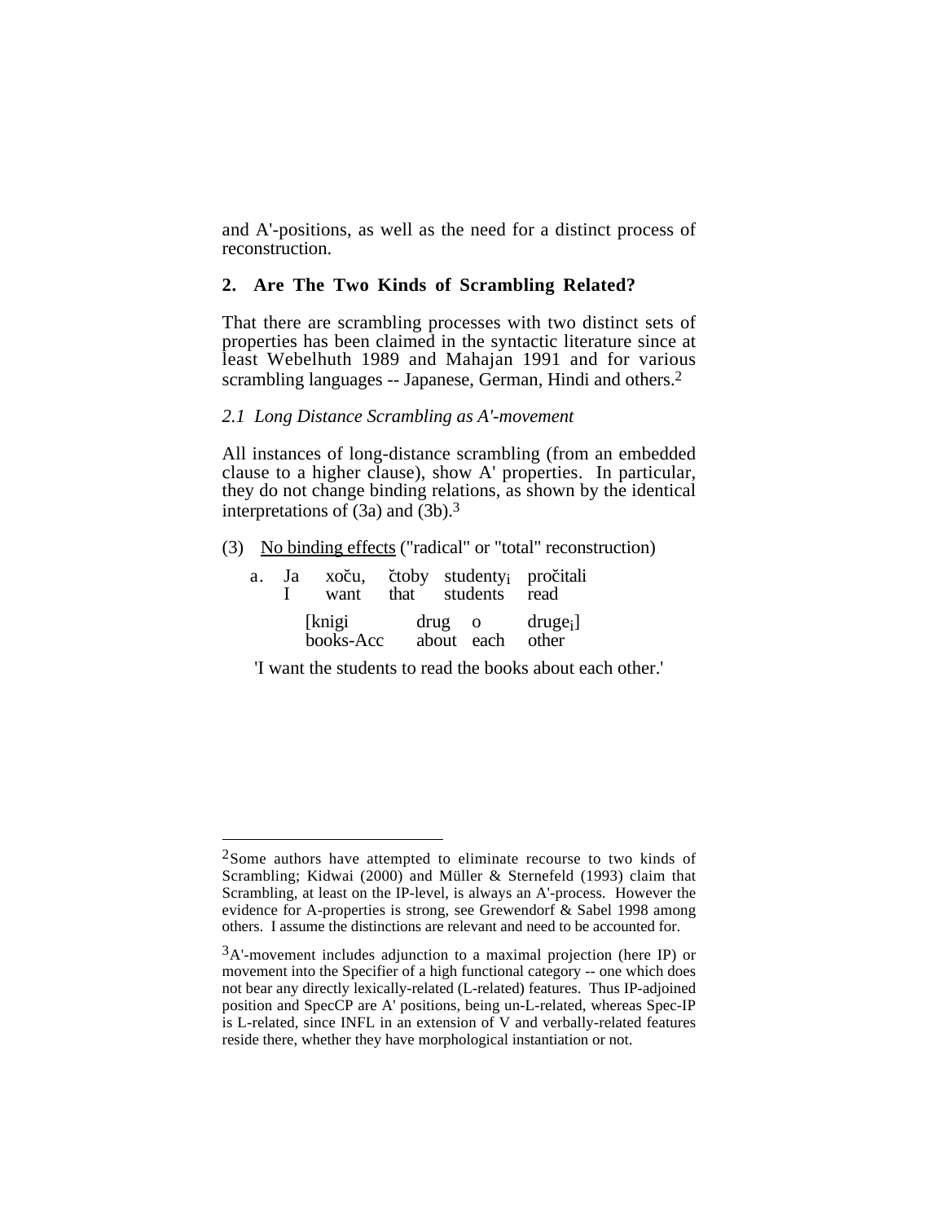and A'-positions, as well as the need for a distinct process of reconstruction.

## 2. Are The Two Kinds of Scrambling Related?

That there are scrambling processes with two distinct sets of properties has been claimed in the syntactic literature since at least Webelhuth 1989 and Mahajan 1991 and for various scrambling languages -- Japanese, German, Hindi and others.[2]

### *2.1 Long Distance Scrambling as A'-movement*

All instances of long-distance scrambling (from an embedded clause to a higher clause), show A' properties. In particular, they do not change binding relations, as shown by the identical interpretations of (3a) and (3b).[3]

(3) No binding effects ("radical" or "total" reconstruction)

a. Ja xoču, čtoby studenty$_i$ pročitali
   I want that students read

   [knigi drug o druge$_i$]
   books-Acc about each other

'I want the students to read the books about each other.'

---

[2] Some authors have attempted to eliminate recourse to two kinds of Scrambling; Kidwai (2000) and Müller & Sternefeld (1993) claim that Scrambling, at least on the IP-level, is always an A'-process. However the evidence for A-properties is strong, see Grewendorf & Sabel 1998 among others. I assume the distinctions are relevant and need to be accounted for.

[3] A'-movement includes adjunction to a maximal projection (here IP) or movement into the Specifier of a high functional category -- one which does not bear any directly lexically-related (L-related) features. Thus IP-adjoined position and SpecCP are A' positions, being un-L-related, whereas Spec-IP is L-related, since INFL in an extension of V and verbally-related features reside there, whether they have morphological instantiation or not.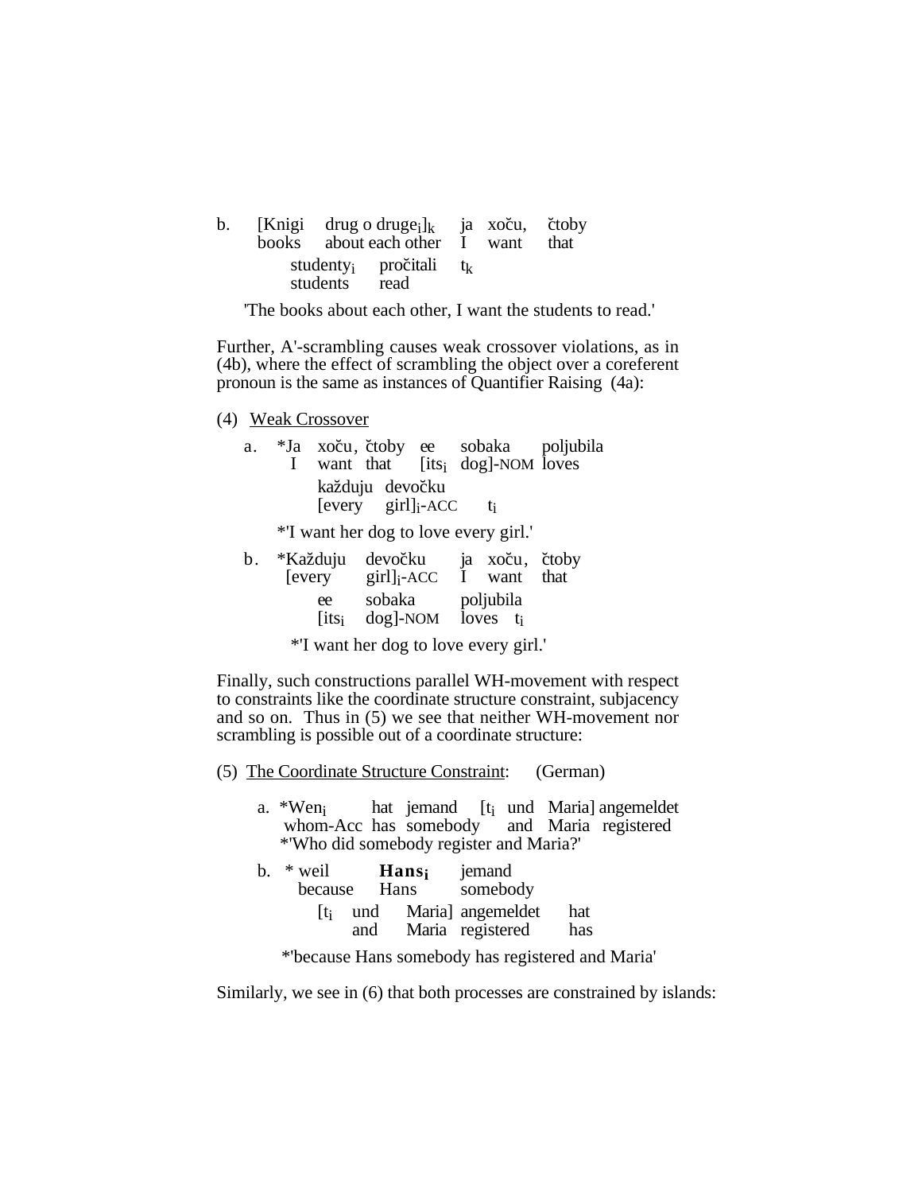b. [Knigi drug o druge$_i$]$_k$ ja xoču, čtoby
   books about each other I want that
   studenty$_i$ pročitali $t_k$
   students read

   'The books about each other, I want the students to read.'

Further, A'-scrambling causes weak crossover violations, as in (4b), where the effect of scrambling the object over a coreferent pronoun is the same as instances of Quantifier Raising (4a):

(4) Weak Crossover

a. *Ja xoču, čtoby ee sobaka poljubila
   I want that [its$_i$ dog]-NOM loves
   každuju devočku
   [every girl]$_i$-ACC $t_i$

   *'I want her dog to love every girl.'

b. *Každuju devočku ja xoču, čtoby
   [every girl]$_i$-ACC I want that
   ee sobaka poljubila
   [its$_i$ dog]-NOM loves $t_i$

   *'I want her dog to love every girl.'

Finally, such constructions parallel WH-movement with respect to constraints like the coordinate structure constraint, subjacency and so on. Thus in (5) we see that neither WH-movement nor scrambling is possible out of a coordinate structure:

(5) The Coordinate Structure Constraint: (German)

a. *Wen$_i$ hat jemand [$t_i$ und Maria] angemeldet
   whom-Acc has somebody and Maria registered
   *'Who did somebody register and Maria?'

b. * weil **Hans$_i$** jemand
   because Hans somebody
   [$t_i$ und Maria] angemeldet hat
   and Maria registered has

   *'because Hans somebody has registered and Maria'

Similarly, we see in (6) that both processes are constrained by islands: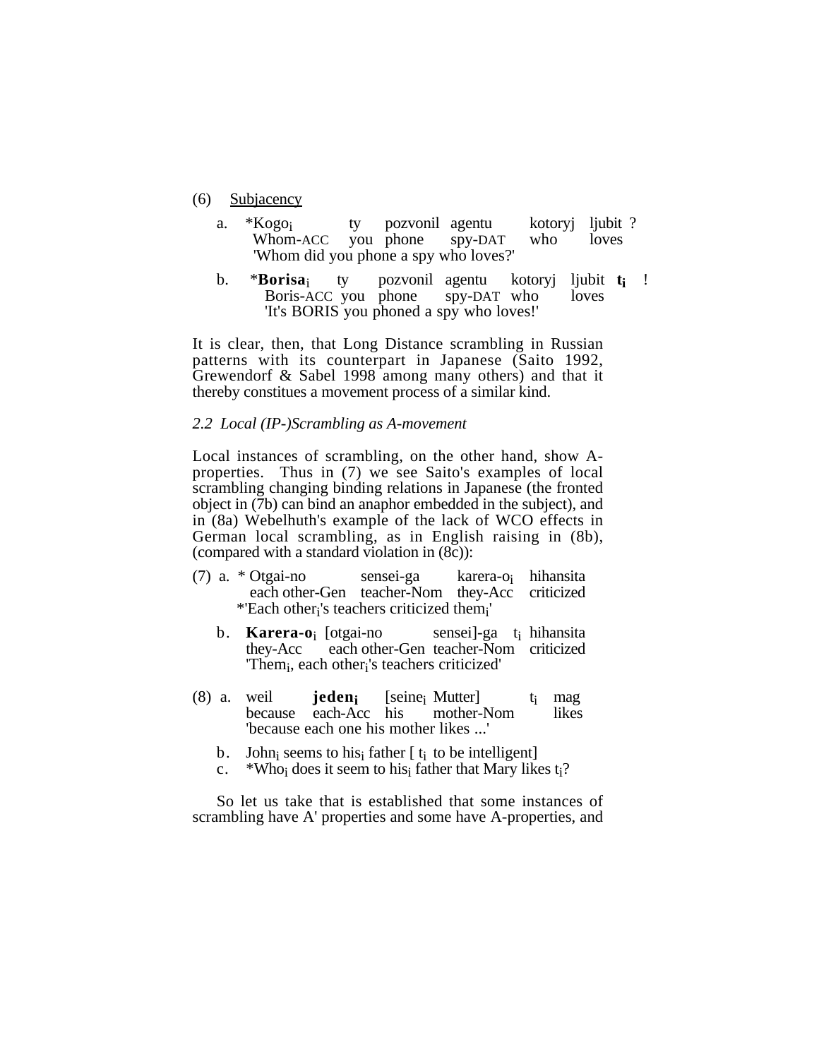(6) Subjacency

a. *Kogo$_i$ ty pozvonil agentu kotoryj ljubit ?
   Whom-ACC you phone spy-DAT who loves
   'Whom did you phone a spy who loves?'

b. ***Borisa**$_i$ ty pozvonil agentu kotoryj ljubit $\mathbf{t_i}$ !
   Boris-ACC you phone spy-DAT who loves
   'It's BORIS you phoned a spy who loves!'

It is clear, then, that Long Distance scrambling in Russian patterns with its counterpart in Japanese (Saito 1992, Grewendorf & Sabel 1998 among many others) and that it thereby constitues a movement process of a similar kind.

### *2.2 Local (IP-)Scrambling as A-movement*

Local instances of scrambling, on the other hand, show A-properties. Thus in (7) we see Saito's examples of local scrambling changing binding relations in Japanese (the fronted object in (7b) can bind an anaphor embedded in the subject), and in (8a) Webelhuth's example of the lack of WCO effects in German local scrambling, as in English raising in (8b), (compared with a standard violation in (8c)):

(7) a. * Otgai-no sensei-ga karera-o$_i$ hihansita
   each other-Gen teacher-Nom they-Acc criticized
   *'Each other$_i$'s teachers criticized them$_i$'

b. **Karera-o**$_i$ [otgai-no sensei]-ga $t_i$ hihansita
   they-Acc each other-Gen teacher-Nom criticized
   'Them$_i$, each other$_i$'s teachers criticized'

(8) a. weil **jeden**$_\mathbf{i}$ [seine$_i$ Mutter] $t_i$ mag
   because each-Acc his mother-Nom likes
   'because each one his mother likes ...'

b. John$_i$ seems to his$_i$ father [ $t_i$ to be intelligent]

c. *Who$_i$ does it seem to his$_i$ father that Mary likes $t_i$?

So let us take that is established that some instances of scrambling have A' properties and some have A-properties, and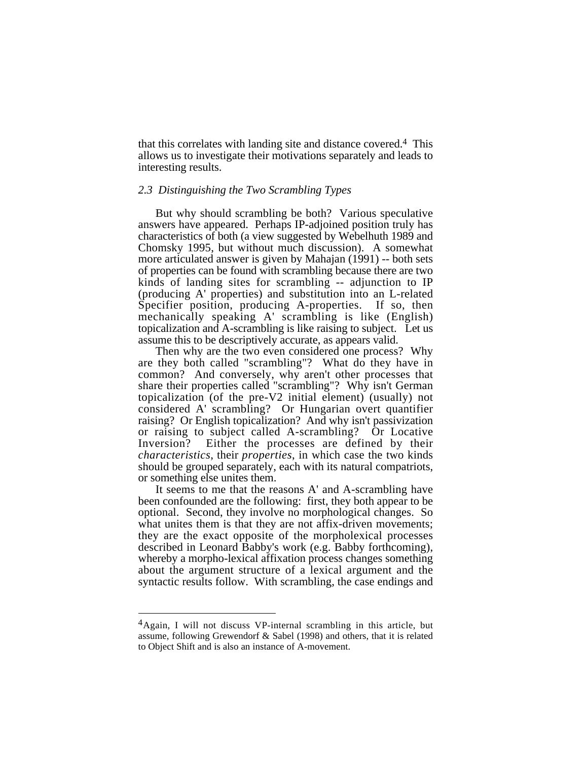that this correlates with landing site and distance covered.[4] This allows us to investigate their motivations separately and leads to interesting results.

### *2.3 Distinguishing the Two Scrambling Types*

But why should scrambling be both? Various speculative answers have appeared. Perhaps IP-adjoined position truly has characteristics of both (a view suggested by Webelhuth 1989 and Chomsky 1995, but without much discussion). A somewhat more articulated answer is given by Mahajan (1991) -- both sets of properties can be found with scrambling because there are two kinds of landing sites for scrambling -- adjunction to IP (producing A' properties) and substitution into an L-related Specifier position, producing A-properties. If so, then mechanically speaking A' scrambling is like (English) topicalization and A-scrambling is like raising to subject. Let us assume this to be descriptively accurate, as appears valid.

Then why are the two even considered one process? Why are they both called "scrambling"? What do they have in common? And conversely, why aren't other processes that share their properties called "scrambling"? Why isn't German topicalization (of the pre-V2 initial element) (usually) not considered A' scrambling? Or Hungarian overt quantifier raising? Or English topicalization? And why isn't passivization or raising to subject called A-scrambling? Or Locative Inversion? Either the processes are defined by their *characteristics*, their *properties*, in which case the two kinds should be grouped separately, each with its natural compatriots, or something else unites them.

It seems to me that the reasons A' and A-scrambling have been confounded are the following: first, they both appear to be optional. Second, they involve no morphological changes. So what unites them is that they are not affix-driven movements; they are the exact opposite of the morpholexical processes described in Leonard Babby's work (e.g. Babby forthcoming), whereby a morpho-lexical affixation process changes something about the argument structure of a lexical argument and the syntactic results follow. With scrambling, the case endings and

---

[4] Again, I will not discuss VP-internal scrambling in this article, but assume, following Grewendorf & Sabel (1998) and others, that it is related to Object Shift and is also an instance of A-movement.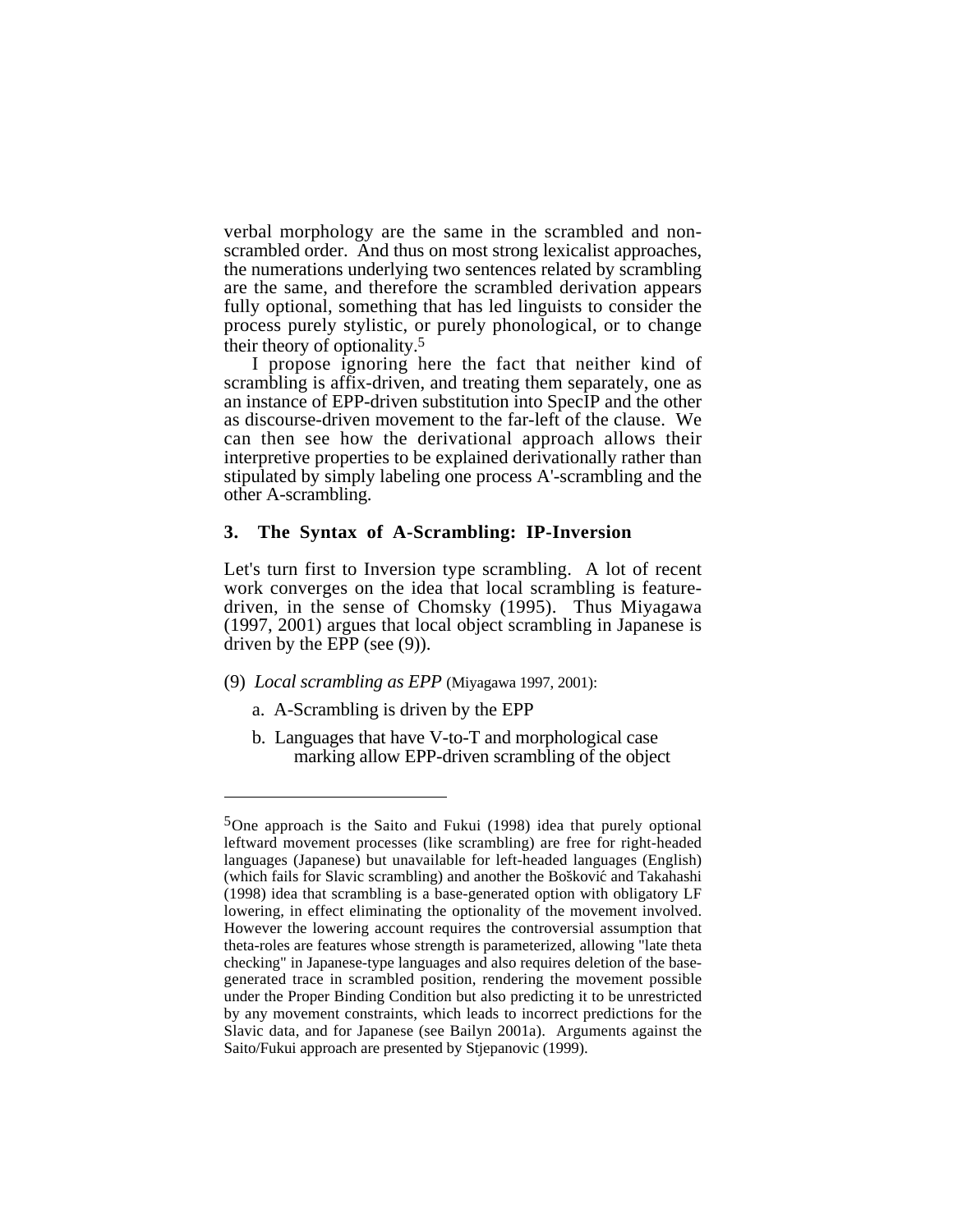verbal morphology are the same in the scrambled and non-scrambled order. And thus on most strong lexicalist approaches, the numerations underlying two sentences related by scrambling are the same, and therefore the scrambled derivation appears fully optional, something that has led linguists to consider the process purely stylistic, or purely phonological, or to change their theory of optionality.[5]

I propose ignoring here the fact that neither kind of scrambling is affix-driven, and treating them separately, one as an instance of EPP-driven substitution into SpecIP and the other as discourse-driven movement to the far-left of the clause. We can then see how the derivational approach allows their interpretive properties to be explained derivationally rather than stipulated by simply labeling one process A'-scrambling and the other A-scrambling.

## 3. The Syntax of A-Scrambling: IP-Inversion

Let's turn first to Inversion type scrambling. A lot of recent work converges on the idea that local scrambling is feature-driven, in the sense of Chomsky (1995). Thus Miyagawa (1997, 2001) argues that local object scrambling in Japanese is driven by the EPP (see (9)).

(9) *Local scrambling as EPP* (Miyagawa 1997, 2001):

a. A-Scrambling is driven by the EPP

b. Languages that have V-to-T and morphological case marking allow EPP-driven scrambling of the object

---

[5]One approach is the Saito and Fukui (1998) idea that purely optional leftward movement processes (like scrambling) are free for right-headed languages (Japanese) but unavailable for left-headed languages (English) (which fails for Slavic scrambling) and another the Bošković and Takahashi (1998) idea that scrambling is a base-generated option with obligatory LF lowering, in effect eliminating the optionality of the movement involved. However the lowering account requires the controversial assumption that theta-roles are features whose strength is parameterized, allowing "late theta checking" in Japanese-type languages and also requires deletion of the base-generated trace in scrambled position, rendering the movement possible under the Proper Binding Condition but also predicting it to be unrestricted by any movement constraints, which leads to incorrect predictions for the Slavic data, and for Japanese (see Bailyn 2001a). Arguments against the Saito/Fukui approach are presented by Stjepanovic (1999).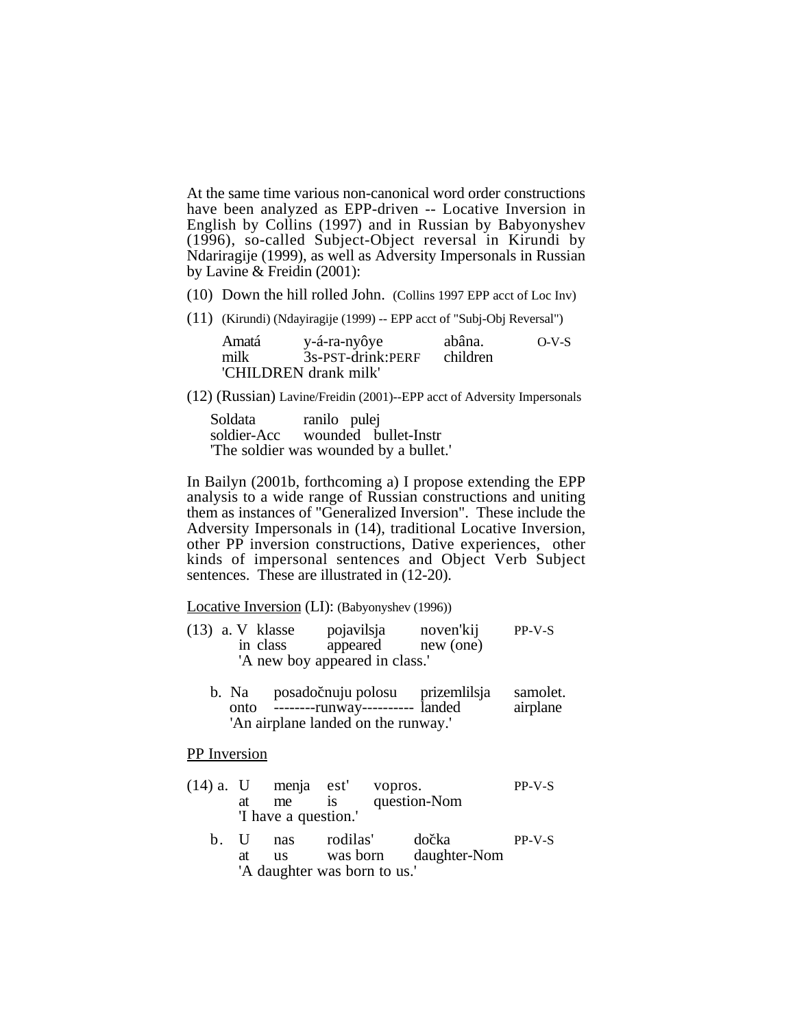At the same time various non-canonical word order constructions have been analyzed as EPP-driven -- Locative Inversion in English by Collins (1997) and in Russian by Babyonyshev (1996), so-called Subject-Object reversal in Kirundi by Ndariragije (1999), as well as Adversity Impersonals in Russian by Lavine & Freidin (2001):

(10) Down the hill rolled John. (Collins 1997 EPP acct of Loc Inv)

(11) (Kirundi) (Ndayiragije (1999) -- EPP acct of "Subj-Obj Reversal")

| Amatá | y-á-ra-nyôye | abâna. | O-V-S |
|---|---|---|---|
| milk | 3s-PST-drink:PERF | children | |

'CHILDREN drank milk'

(12) (Russian) Lavine/Freidin (2001)--EPP acct of Adversity Impersonals

| Soldata | ranilo | pulej |
|---|---|---|
| soldier-Acc | wounded | bullet-Instr |

'The soldier was wounded by a bullet.'

In Bailyn (2001b, forthcoming a) I propose extending the EPP analysis to a wide range of Russian constructions and uniting them as instances of "Generalized Inversion". These include the Adversity Impersonals in (14), traditional Locative Inversion, other PP inversion constructions, Dative experiences, other kinds of impersonal sentences and Object Verb Subject sentences. These are illustrated in (12-20).

<u>Locative Inversion</u> (LI): (Babyonyshev (1996))

(13) a.

| V klasse | pojavilsja | noven'kij | PP-V-S |
|---|---|---|---|
| in class | appeared | new (one) | |

'A new boy appeared in class.'

b.

| Na | posadočnuju polosu | prizemlilsja | samolet. |
|---|---|---|---|
| onto | --------runway---------- | landed | airplane |

'An airplane landed on the runway.'

<u>PP Inversion</u>

(14) a.

| U | menja | est' | vopros. | PP-V-S |
|---|---|---|---|---|
| at | me | is | question-Nom | |

'I have a question.'

b.

| U | nas | rodilas' | dočka | PP-V-S |
|---|---|---|---|---|
| at | us | was born | daughter-Nom | |

'A daughter was born to us.'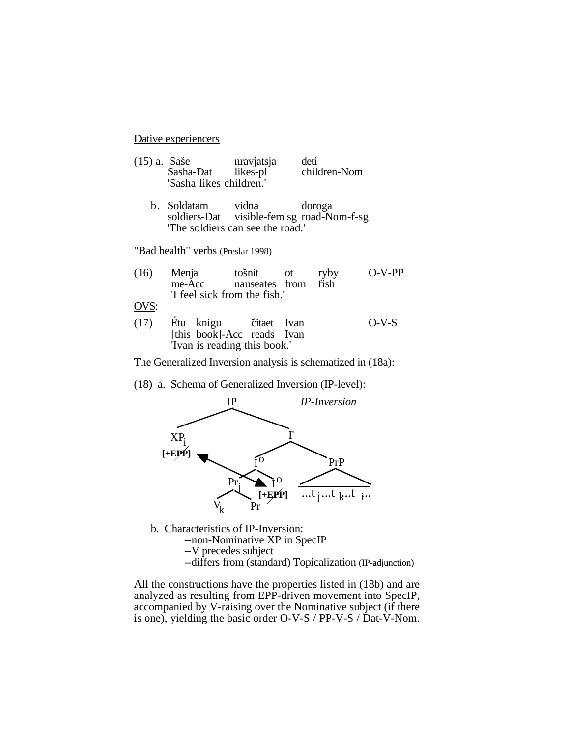<u>Dative experiencers</u>

(15) a. Saše nravjatsja deti
Sasha-Dat likes-pl children-Nom
'Sasha likes children.'

b. Soldatam vidna doroga
soldiers-Dat visible-fem sg road-Nom-f-sg
'The soldiers can see the road.'

"<u>Bad health" verbs</u> (Preslar 1998)

(16) Menja tošnit ot ryby O-V-PP
me-Acc nauseates from fish
'I feel sick from the fish.'

<u>OVS</u>:

(17) Étu knigu čitaet Ivan O-V-S
[this book]-Acc reads Ivan
'Ivan is reading this book.'

The Generalized Inversion analysis is schematized in (18a):

(18) a. Schema of Generalized Inversion (IP-level):

```
                IP                    IP-Inversion
              /    \
         XP_i        I'
      [+EPP]       /    \
                 I°      PrP
                /  \       \
            Pr_j    I°    ...t_j ...t_k ..t_i..
            /  \   [+EPP]
          V_k   Pr
```

b. Characteristics of IP-Inversion:
--non-Nominative XP in SpecIP
--V precedes subject
--differs from (standard) Topicalization (IP-adjunction)

All the constructions have the properties listed in (18b) and are analyzed as resulting from EPP-driven movement into SpecIP, accompanied by V-raising over the Nominative subject (if there is one), yielding the basic order O-V-S / PP-V-S / Dat-V-Nom.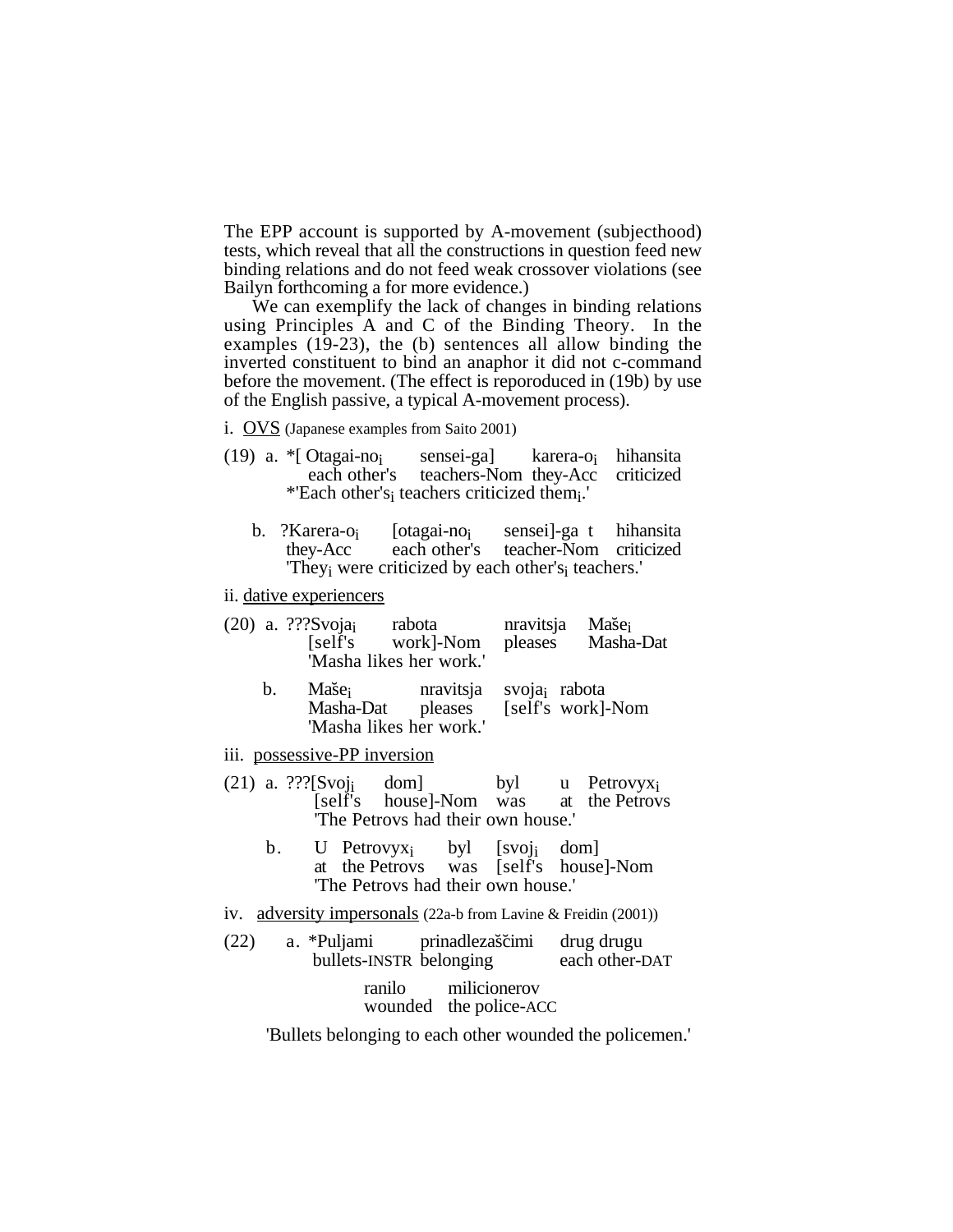The EPP account is supported by A-movement (subjecthood) tests, which reveal that all the constructions in question feed new binding relations and do not feed weak crossover violations (see Bailyn forthcoming a for more evidence.)

We can exemplify the lack of changes in binding relations using Principles A and C of the Binding Theory. In the examples (19-23), the (b) sentences all allow binding the inverted constituent to bind an anaphor it did not c-command before the movement. (The effect is reporoduced in (19b) by use of the English passive, a typical A-movement process).

i. <u>OVS</u> (Japanese examples from Saito 2001)

(19) a. *[ Otagai-no$_i$ sensei-ga] karera-o$_i$ hihansita
each other's teachers-Nom they-Acc criticized
*'Each other's$_i$ teachers criticized them$_i$.'

b. ?Karera-o$_i$ [otagai-no$_i$ sensei]-ga t hihansita
they-Acc each other's teacher-Nom criticized
'They$_i$ were criticized by each other's$_i$ teachers.'

ii. <u>dative experiencers</u>

(20) a. ???Svoja$_i$ rabota nravitsja Maše$_i$
[self's work]-Nom pleases Masha-Dat
'Masha likes her work.'

b. Maše$_i$ nravitsja svoja$_i$ rabota
Masha-Dat pleases [self's work]-Nom
'Masha likes her work.'

iii. <u>possessive-PP inversion</u>

(21) a. ???[Svoj$_i$ dom] byl u Petrovyx$_i$
[self's house]-Nom was at the Petrovs
'The Petrovs had their own house.'

b. U Petrovyx$_i$ byl [svoj$_i$ dom]
at the Petrovs was [self's house]-Nom
'The Petrovs had their own house.'

iv. <u>adversity impersonals</u> (22a-b from Lavine & Freidin (2001))

(22) a. *Puljami prinadlezaščimi drug drugu
bullets-INSTR belonging each other-DAT
ranilo milicionerov
wounded the police-ACC

'Bullets belonging to each other wounded the policemen.'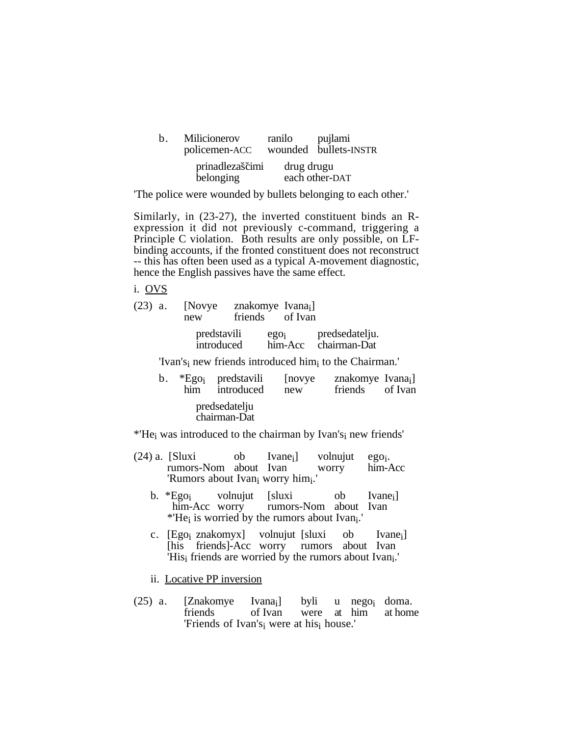b. Milicionerov ranilo pujlami
   policemen-ACC wounded bullets-INSTR

   prinadlezaščimi drug drugu
   belonging each other-DAT

'The police were wounded by bullets belonging to each other.'

Similarly, in (23-27), the inverted constituent binds an R-expression it did not previously c-command, triggering a Principle C violation. Both results are only possible, on LF-binding accounts, if the fronted constituent does not reconstruct -- this has often been used as a typical A-movement diagnostic, hence the English passives have the same effect.

i. <u>OVS</u>

(23) a. [Novye znakomye Ivana$_i$]
        new friends of Ivan

        predstavili ego$_i$ predsedatelju.
        introduced him-Acc chairman-Dat

   'Ivan's$_i$ new friends introduced him$_i$ to the Chairman.'

   b. *Ego$_i$ predstavili [novye znakomye Ivana$_i$]
       him introduced new friends of Ivan

       predsedatelju
       chairman-Dat

*'He$_i$ was introduced to the chairman by Ivan's$_i$ new friends'

(24) a. [Sluxi ob Ivane$_i$] volnujut ego$_i$.
        rumors-Nom about Ivan worry him-Acc
        'Rumors about Ivan$_i$ worry him$_i$.'

   b. *Ego$_i$ volnujut [sluxi ob Ivane$_i$]
       him-Acc worry rumors-Nom about Ivan
       *'He$_i$ is worried by the rumors about Ivan$_i$.'

   c. [Ego$_i$ znakomyx] volnujut [sluxi ob Ivane$_i$]
      [his friends]-Acc worry rumors about Ivan
      'His$_i$ friends are worried by the rumors about Ivan$_i$.'

ii. <u>Locative PP inversion</u>

(25) a. [Znakomye Ivana$_i$] byli u nego$_i$ doma.
        friends of Ivan were at him at home
        'Friends of Ivan's$_i$ were at his$_i$ house.'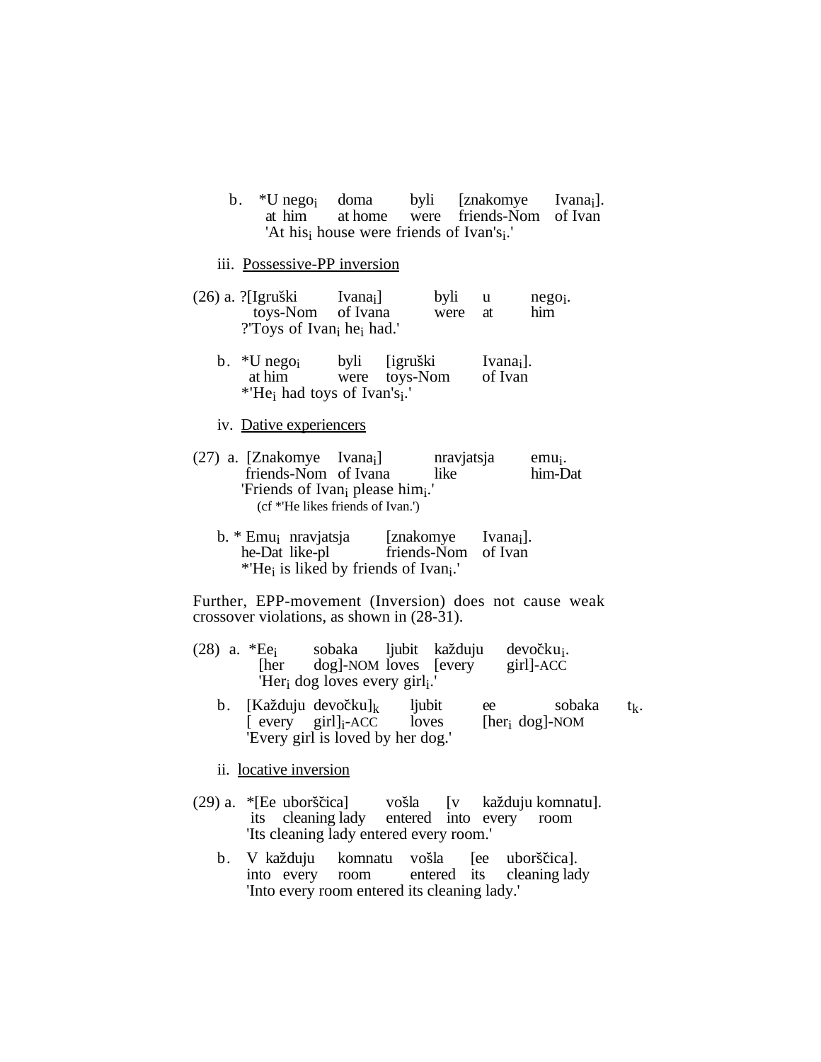b. *U nego$_i$ doma byli [znakomye Ivana$_i$].
   at him at home were friends-Nom of Ivan
   'At his$_i$ house were friends of Ivan's$_i$.'

iii. Possessive-PP inversion

(26) a. ?[Igruški Ivana$_i$] byli u nego$_i$.
   toys-Nom of Ivana were at him
   ?'Toys of Ivan$_i$ he$_i$ had.'

b. *U nego$_i$ byli [igruški Ivana$_i$].
   at him were toys-Nom of Ivan
   *'He$_i$ had toys of Ivan's$_i$.'

iv. Dative experiencers

(27) a. [Znakomye Ivana$_i$] nravjatsja emu$_i$.
   friends-Nom of Ivana like him-Dat
   'Friends of Ivan$_i$ please him$_i$.'
   (cf *'He likes friends of Ivan.')

b. * Emu$_i$ nravjatsja [znakomye Ivana$_i$].
   he-Dat like-pl friends-Nom of Ivan
   *'He$_i$ is liked by friends of Ivan$_i$.'

Further, EPP-movement (Inversion) does not cause weak crossover violations, as shown in (28-31).

(28) a. *Ee$_i$ sobaka ljubit každuju devočku$_i$.
   [her dog]-NOM loves [every girl]-ACC
   'Her$_i$ dog loves every girl$_i$.'

b. [Každuju devočku]$_k$ ljubit ee sobaka $t_k$.
   [ every girl]$_i$-ACC loves [her$_i$ dog]-NOM
   'Every girl is loved by her dog.'

ii. locative inversion

(29) a. *[Ee uborščica] vošla [v každuju komnatu].
   its cleaning lady entered into every room
   'Its cleaning lady entered every room.'

b. V každuju komnatu vošla [ee uborščica].
   into every room entered its cleaning lady
   'Into every room entered its cleaning lady.'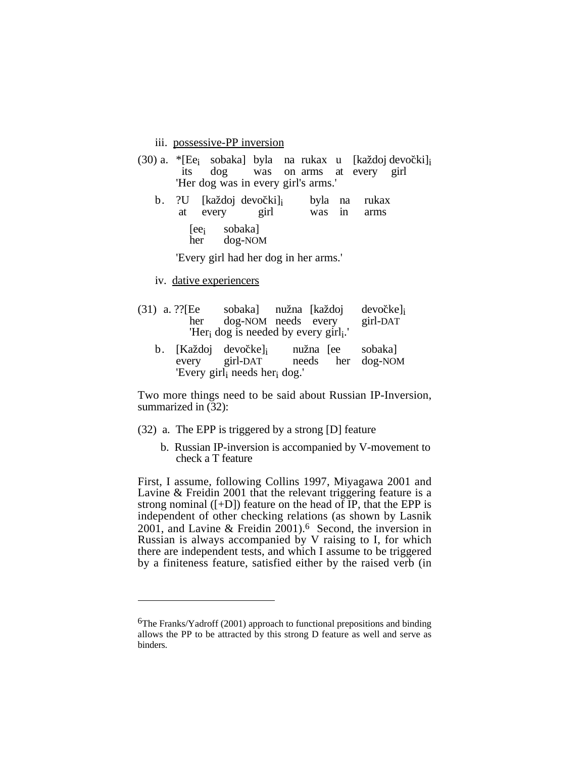iii. possessive-PP inversion

(30) a. *[Ee$_i$ sobaka] byla na rukax u [každoj devočki]$_i$
its dog was on arms at every girl
'Her dog was in every girl's arms.'

b. ?U [každoj devočki]$_i$ byla na rukax
at every girl was in arms

[ee$_i$ sobaka]
her dog-NOM

'Every girl had her dog in her arms.'

iv. dative experiencers

(31) a. ??[Ee sobaka] nužna [každoj devočke]$_i$
her dog-NOM needs every girl-DAT
'Her$_i$ dog is needed by every girl$_i$.'

b. [Každoj devočke]$_i$ nužna [ee sobaka]
every girl-DAT needs her dog-NOM
'Every girl$_i$ needs her$_i$ dog.'

Two more things need to be said about Russian IP-Inversion, summarized in (32):

(32) a. The EPP is triggered by a strong [D] feature

b. Russian IP-inversion is accompanied by V-movement to check a T feature

First, I assume, following Collins 1997, Miyagawa 2001 and Lavine & Freidin 2001 that the relevant triggering feature is a strong nominal ([+D]) feature on the head of IP, that the EPP is independent of other checking relations (as shown by Lasnik 2001, and Lavine & Freidin 2001).[6] Second, the inversion in Russian is always accompanied by V raising to I, for which there are independent tests, and which I assume to be triggered by a finiteness feature, satisfied either by the raised verb (in

---

[6]The Franks/Yadroff (2001) approach to functional prepositions and binding allows the PP to be attracted by this strong D feature as well and serve as binders.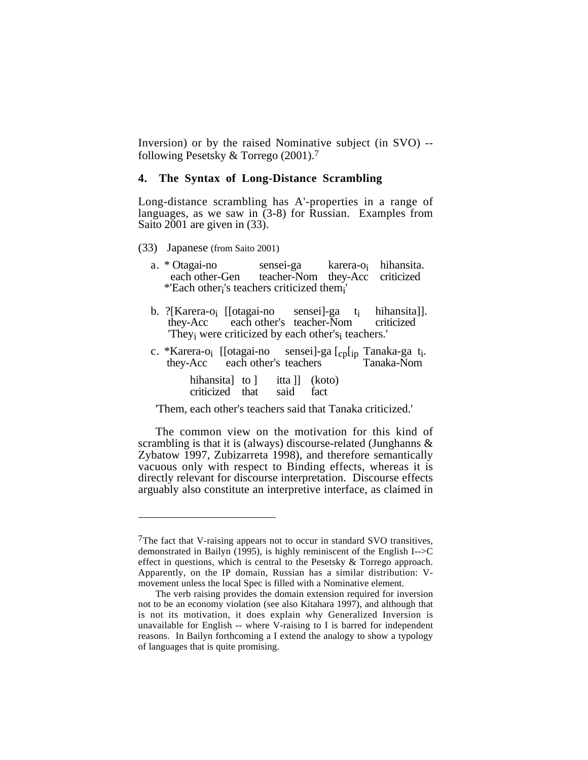Inversion) or by the raised Nominative subject (in SVO) -- following Pesetsky & Torrego (2001).[7]

## 4. The Syntax of Long-Distance Scrambling

Long-distance scrambling has A'-properties in a range of languages, as we saw in (3-8) for Russian. Examples from Saito 2001 are given in (33).

(33) Japanese (from Saito 2001)

a. * Otagai-no sensei-ga karera-o$_i$ hihansita.
 each other-Gen teacher-Nom they-Acc criticized
 *'Each other$_i$'s teachers criticized them$_i$'

b. ?[Karera-o$_i$ [[otagai-no sensei]-ga $t_i$ hihansita]].
 they-Acc each other's teacher-Nom criticized
 'They$_i$ were criticized by each other's$_i$ teachers.'

c. *Karera-o$_i$ [[otagai-no sensei]-ga [$_{cp}$[$_{ip}$ Tanaka-ga $t_i$.
 they-Acc each other's teachers Tanaka-Nom
 hihansita] to ] itta ]] (koto)
 criticized that said fact

 'Them, each other's teachers said that Tanaka criticized.'

The common view on the motivation for this kind of scrambling is that it is (always) discourse-related (Junghanns & Zybatow 1997, Zubizarreta 1998), and therefore semantically vacuous only with respect to Binding effects, whereas it is directly relevant for discourse interpretation. Discourse effects arguably also constitute an interpretive interface, as claimed in

---

[7]The fact that V-raising appears not to occur in standard SVO transitives, demonstrated in Bailyn (1995), is highly reminiscent of the English I-->C effect in questions, which is central to the Pesetsky & Torrego approach. Apparently, on the IP domain, Russian has a similar distribution: V-movement unless the local Spec is filled with a Nominative element.

The verb raising provides the domain extension required for inversion not to be an economy violation (see also Kitahara 1997), and although that is not its motivation, it does explain why Generalized Inversion is unavailable for English -- where V-raising to I is barred for independent reasons. In Bailyn forthcoming a I extend the analogy to show a typology of languages that is quite promising.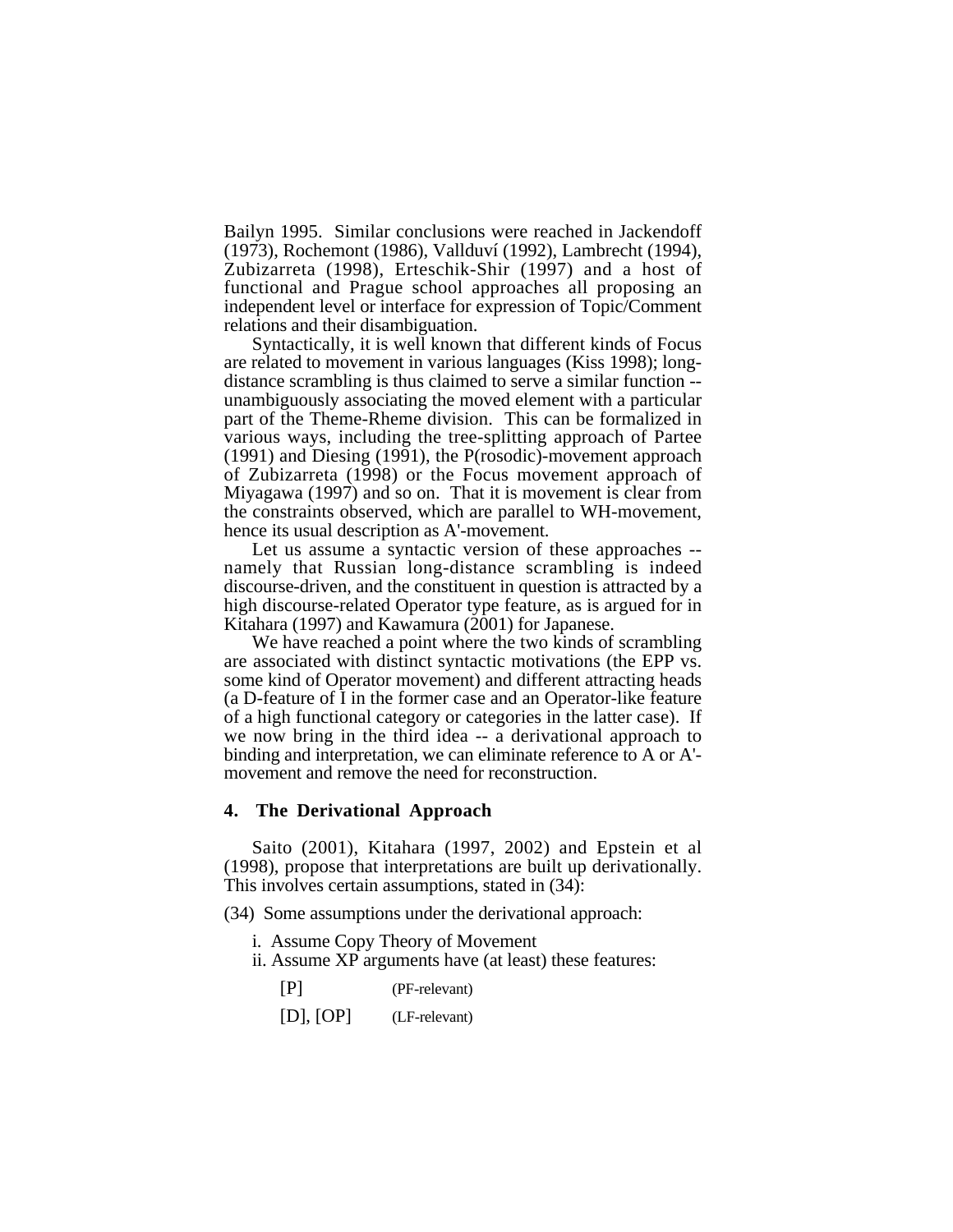Bailyn 1995. Similar conclusions were reached in Jackendoff (1973), Rochemont (1986), Vallduví (1992), Lambrecht (1994), Zubizarreta (1998), Erteschik-Shir (1997) and a host of functional and Prague school approaches all proposing an independent level or interface for expression of Topic/Comment relations and their disambiguation.

Syntactically, it is well known that different kinds of Focus are related to movement in various languages (Kiss 1998); long-distance scrambling is thus claimed to serve a similar function -- unambiguously associating the moved element with a particular part of the Theme-Rheme division. This can be formalized in various ways, including the tree-splitting approach of Partee (1991) and Diesing (1991), the P(rosodic)-movement approach of Zubizarreta (1998) or the Focus movement approach of Miyagawa (1997) and so on. That it is movement is clear from the constraints observed, which are parallel to WH-movement, hence its usual description as A'-movement.

Let us assume a syntactic version of these approaches -- namely that Russian long-distance scrambling is indeed discourse-driven, and the constituent in question is attracted by a high discourse-related Operator type feature, as is argued for in Kitahara (1997) and Kawamura (2001) for Japanese.

We have reached a point where the two kinds of scrambling are associated with distinct syntactic motivations (the EPP vs. some kind of Operator movement) and different attracting heads (a D-feature of I in the former case and an Operator-like feature of a high functional category or categories in the latter case). If we now bring in the third idea -- a derivational approach to binding and interpretation, we can eliminate reference to A or A'-movement and remove the need for reconstruction.

## 4. The Derivational Approach

Saito (2001), Kitahara (1997, 2002) and Epstein et al (1998), propose that interpretations are built up derivationally. This involves certain assumptions, stated in (34):

(34) Some assumptions under the derivational approach:

i. Assume Copy Theory of Movement
ii. Assume XP arguments have (at least) these features:

[P] (PF-relevant)

[D], [OP] (LF-relevant)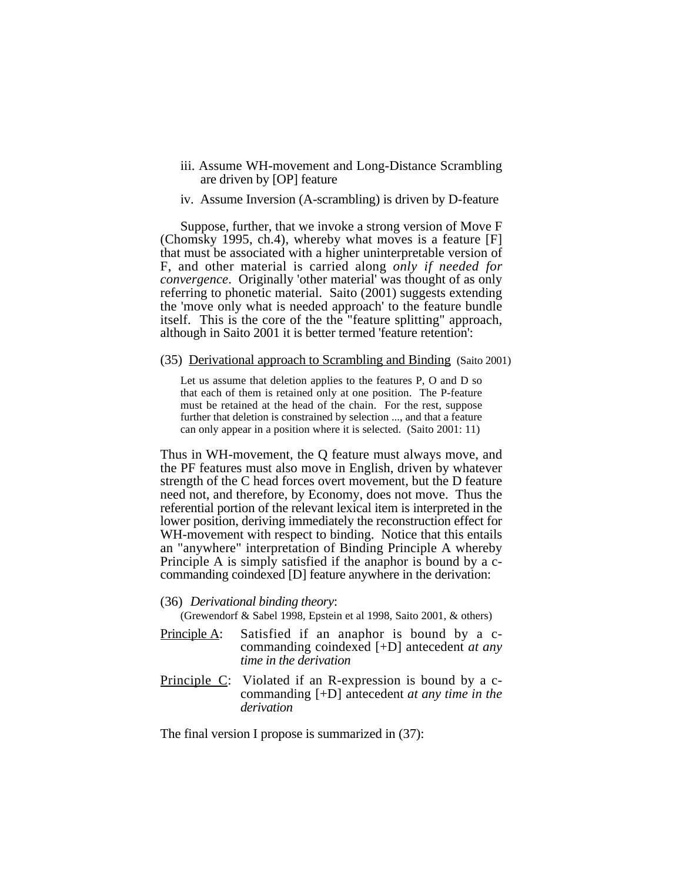iii. Assume WH-movement and Long-Distance Scrambling are driven by [OP] feature

iv. Assume Inversion (A-scrambling) is driven by D-feature

Suppose, further, that we invoke a strong version of Move F (Chomsky 1995, ch.4), whereby what moves is a feature [F] that must be associated with a higher uninterpretable version of F, and other material is carried along *only if needed for convergence*. Originally 'other material' was thought of as only referring to phonetic material. Saito (2001) suggests extending the 'move only what is needed approach' to the feature bundle itself. This is the core of the the "feature splitting" approach, although in Saito 2001 it is better termed 'feature retention':

(35) <u>Derivational approach to Scrambling and Binding</u> (Saito 2001)

> Let us assume that deletion applies to the features P, O and D so that each of them is retained only at one position. The P-feature must be retained at the head of the chain. For the rest, suppose further that deletion is constrained by selection ..., and that a feature can only appear in a position where it is selected. (Saito 2001: 11)

Thus in WH-movement, the Q feature must always move, and the PF features must also move in English, driven by whatever strength of the C head forces overt movement, but the D feature need not, and therefore, by Economy, does not move. Thus the referential portion of the relevant lexical item is interpreted in the lower position, deriving immediately the reconstruction effect for WH-movement with respect to binding. Notice that this entails an "anywhere" interpretation of Binding Principle A whereby Principle A is simply satisfied if the anaphor is bound by a c-commanding coindexed [D] feature anywhere in the derivation:

(36) *Derivational binding theory*:
(Grewendorf & Sabel 1998, Epstein et al 1998, Saito 2001, & others)

<u>Principle A</u>: Satisfied if an anaphor is bound by a c-commanding coindexed [+D] antecedent *at any time in the derivation*

<u>Principle C</u>: Violated if an R-expression is bound by a c-commanding [+D] antecedent *at any time in the derivation*

The final version I propose is summarized in (37):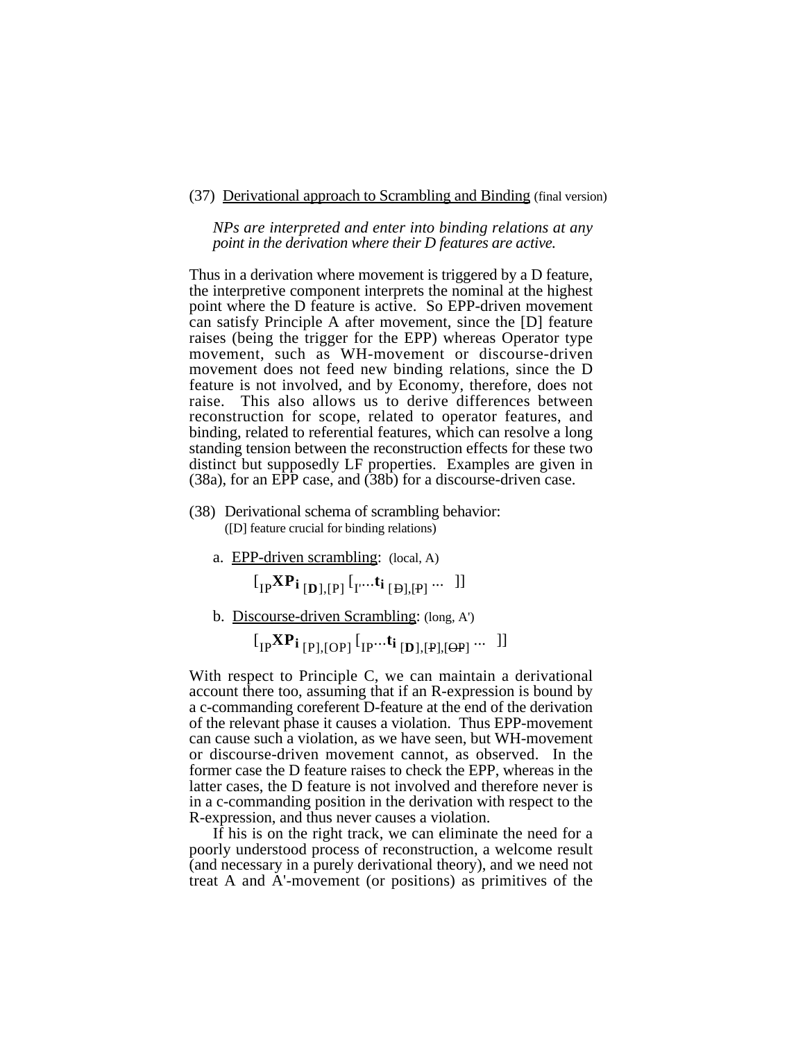(37) <u>Derivational approach to Scrambling and Binding</u> (final version)

*NPs are interpreted and enter into binding relations at any point in the derivation where their D features are active.*

Thus in a derivation where movement is triggered by a D feature, the interpretive component interprets the nominal at the highest point where the D feature is active. So EPP-driven movement can satisfy Principle A after movement, since the [D] feature raises (being the trigger for the EPP) whereas Operator type movement, such as WH-movement or discourse-driven movement does not feed new binding relations, since the D feature is not involved, and by Economy, therefore, does not raise. This also allows us to derive differences between reconstruction for scope, related to operator features, and binding, related to referential features, which can resolve a long standing tension between the reconstruction effects for these two distinct but supposedly LF properties. Examples are given in (38a), for an EPP case, and (38b) for a discourse-driven case.

(38) Derivational schema of scrambling behavior:
([D] feature crucial for binding relations)

a. <u>EPP-driven scrambling</u>: (local, A)

$[_{IP}\mathbf{XP_i}\,_{[\mathbf{D}],[P]}\ [_{I'}...\mathbf{t_i}\,_{[\not{D}],[\not{P}]}\ ...\ ]]$

b. <u>Discourse-driven Scrambling</u>: (long, A')

$[_{IP}\mathbf{XP_i}\,_{[P],[OP]}\ [_{IP}...\mathbf{t_i}\,_{[\mathbf{D}],[\not{P}],[\not{OP}]}\ ...\ ]]$

With respect to Principle C, we can maintain a derivational account there too, assuming that if an R-expression is bound by a c-commanding coreferent D-feature at the end of the derivation of the relevant phase it causes a violation. Thus EPP-movement can cause such a violation, as we have seen, but WH-movement or discourse-driven movement cannot, as observed. In the former case the D feature raises to check the EPP, whereas in the latter cases, the D feature is not involved and therefore never is in a c-commanding position in the derivation with respect to the R-expression, and thus never causes a violation.

If his is on the right track, we can eliminate the need for a poorly understood process of reconstruction, a welcome result (and necessary in a purely derivational theory), and we need not treat A and A'-movement (or positions) as primitives of the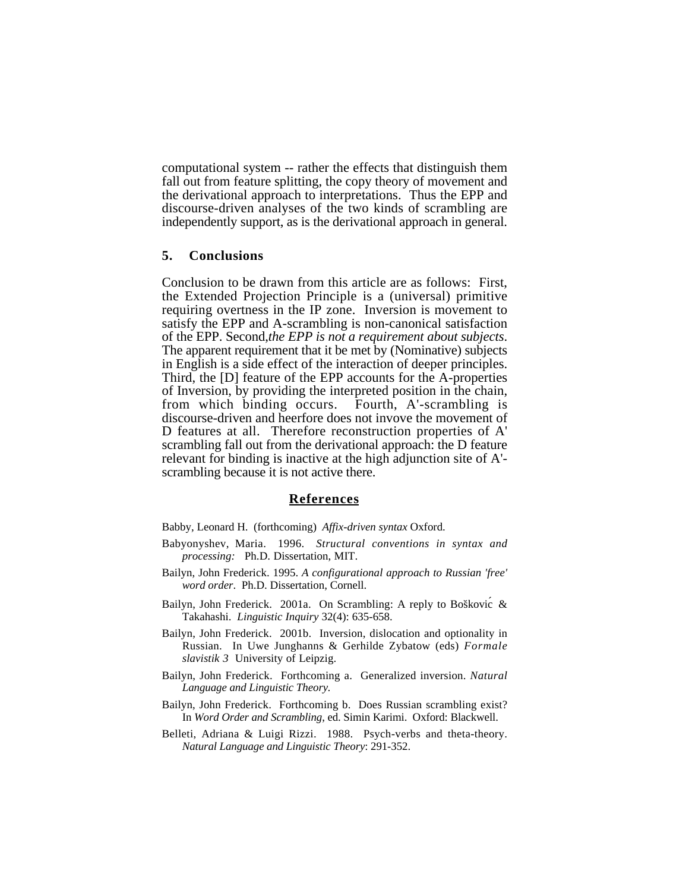computational system -- rather the effects that distinguish them fall out from feature splitting, the copy theory of movement and the derivational approach to interpretations. Thus the EPP and discourse-driven analyses of the two kinds of scrambling are independently support, as is the derivational approach in general.

## 5. Conclusions

Conclusion to be drawn from this article are as follows: First, the Extended Projection Principle is a (universal) primitive requiring overtness in the IP zone. Inversion is movement to satisfy the EPP and A-scrambling is non-canonical satisfaction of the EPP. Second,*the EPP is not a requirement about subjects*. The apparent requirement that it be met by (Nominative) subjects in English is a side effect of the interaction of deeper principles. Third, the [D] feature of the EPP accounts for the A-properties of Inversion, by providing the interpreted position in the chain, from which binding occurs. Fourth, A'-scrambling is discourse-driven and heerfore does not invove the movement of D features at all. Therefore reconstruction properties of A' scrambling fall out from the derivational approach: the D feature relevant for binding is inactive at the high adjunction site of A'-scrambling because it is not active there.

## References

Babby, Leonard H. (forthcoming) *Affix-driven syntax* Oxford.

Babyonyshev, Maria. 1996. *Structural conventions in syntax and processing:* Ph.D. Dissertation, MIT.

Bailyn, John Frederick. 1995. *A configurational approach to Russian 'free' word order*. Ph.D. Dissertation, Cornell.

Bailyn, John Frederick. 2001a. On Scrambling: A reply to Bošković & Takahashi. *Linguistic Inquiry* 32(4): 635-658.

Bailyn, John Frederick. 2001b. Inversion, dislocation and optionality in Russian. In Uwe Junghanns & Gerhilde Zybatow (eds) *Formale slavistik 3* University of Leipzig.

Bailyn, John Frederick. Forthcoming a. Generalized inversion. *Natural Language and Linguistic Theory.*

Bailyn, John Frederick. Forthcoming b. Does Russian scrambling exist? In *Word Order and Scrambling*, ed. Simin Karimi. Oxford: Blackwell.

Belleti, Adriana & Luigi Rizzi. 1988. Psych-verbs and theta-theory. *Natural Language and Linguistic Theory*: 291-352.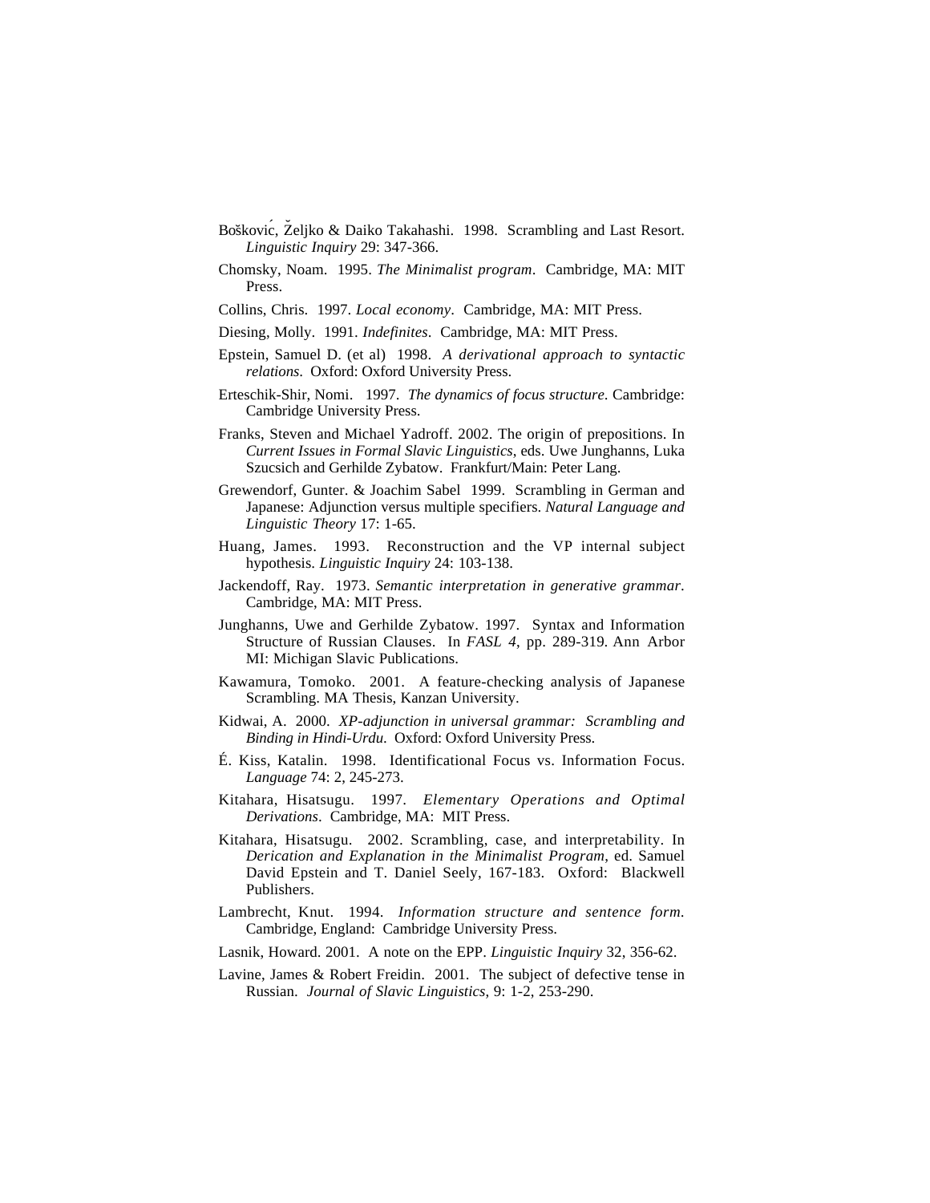Bošković, Željko & Daiko Takahashi. 1998. Scrambling and Last Resort. *Linguistic Inquiry* 29: 347-366.

Chomsky, Noam. 1995. *The Minimalist program*. Cambridge, MA: MIT Press.

Collins, Chris. 1997. *Local economy*. Cambridge, MA: MIT Press.

Diesing, Molly. 1991. *Indefinites*. Cambridge, MA: MIT Press.

Epstein, Samuel D. (et al) 1998. *A derivational approach to syntactic relations*. Oxford: Oxford University Press.

Erteschik-Shir, Nomi. 1997. *The dynamics of focus structure*. Cambridge: Cambridge University Press.

Franks, Steven and Michael Yadroff. 2002. The origin of prepositions. In *Current Issues in Formal Slavic Linguistics*, eds. Uwe Junghanns, Luka Szucsich and Gerhilde Zybatow. Frankfurt/Main: Peter Lang.

Grewendorf, Gunter. & Joachim Sabel 1999. Scrambling in German and Japanese: Adjunction versus multiple specifiers. *Natural Language and Linguistic Theory* 17: 1-65.

Huang, James. 1993. Reconstruction and the VP internal subject hypothesis. *Linguistic Inquiry* 24: 103-138.

Jackendoff, Ray. 1973. *Semantic interpretation in generative grammar*. Cambridge, MA: MIT Press.

Junghanns, Uwe and Gerhilde Zybatow. 1997. Syntax and Information Structure of Russian Clauses. In *FASL 4*, pp. 289-319. Ann Arbor MI: Michigan Slavic Publications.

Kawamura, Tomoko. 2001. A feature-checking analysis of Japanese Scrambling. MA Thesis, Kanzan University.

Kidwai, A. 2000. *XP-adjunction in universal grammar: Scrambling and Binding in Hindi-Urdu*. Oxford: Oxford University Press.

É. Kiss, Katalin. 1998. Identificational Focus vs. Information Focus. *Language* 74: 2, 245-273.

Kitahara, Hisatsugu. 1997. *Elementary Operations and Optimal Derivations*. Cambridge, MA: MIT Press.

Kitahara, Hisatsugu. 2002. Scrambling, case, and interpretability. In *Derication and Explanation in the Minimalist Program*, ed. Samuel David Epstein and T. Daniel Seely, 167-183. Oxford: Blackwell Publishers.

Lambrecht, Knut. 1994. *Information structure and sentence form*. Cambridge, England: Cambridge University Press.

Lasnik, Howard. 2001. A note on the EPP. *Linguistic Inquiry* 32, 356-62.

Lavine, James & Robert Freidin. 2001. The subject of defective tense in Russian. *Journal of Slavic Linguistics*, 9: 1-2, 253-290.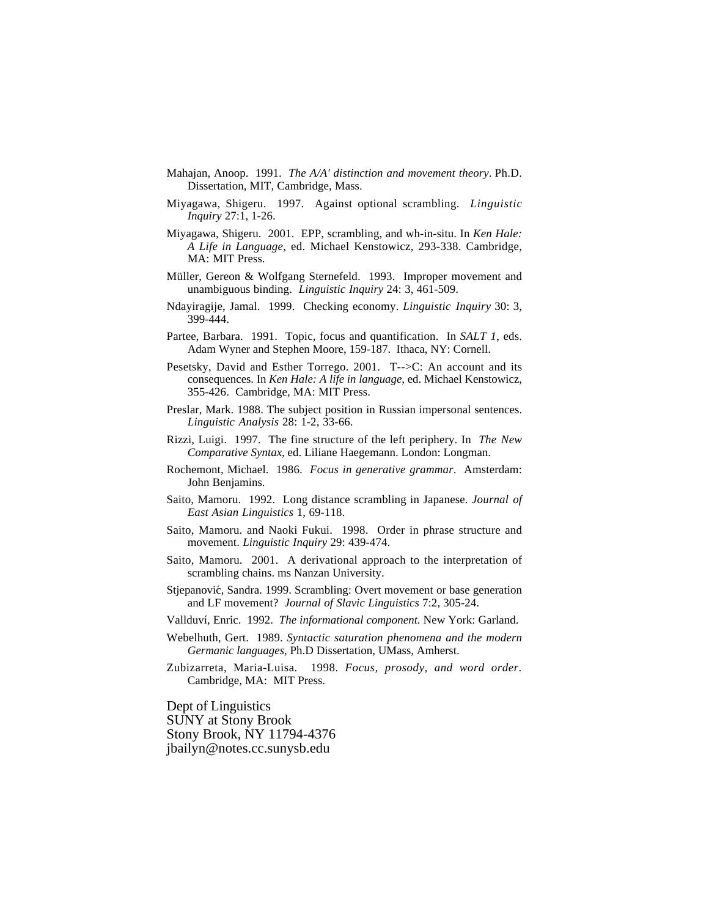Mahajan, Anoop. 1991. *The A/A' distinction and movement theory*. Ph.D. Dissertation, MIT, Cambridge, Mass.

Miyagawa, Shigeru. 1997. Against optional scrambling. *Linguistic Inquiry* 27:1, 1-26.

Miyagawa, Shigeru. 2001. EPP, scrambling, and wh-in-situ. In *Ken Hale: A Life in Language*, ed. Michael Kenstowicz, 293-338. Cambridge, MA: MIT Press.

Müller, Gereon & Wolfgang Sternefeld. 1993. Improper movement and unambiguous binding. *Linguistic Inquiry* 24: 3, 461-509.

Ndayiragije, Jamal. 1999. Checking economy. *Linguistic Inquiry* 30: 3, 399-444.

Partee, Barbara. 1991. Topic, focus and quantification. In *SALT 1*, eds. Adam Wyner and Stephen Moore, 159-187. Ithaca, NY: Cornell.

Pesetsky, David and Esther Torrego. 2001. T-->C: An account and its consequences. In *Ken Hale: A life in language*, ed. Michael Kenstowicz, 355-426. Cambridge, MA: MIT Press.

Preslar, Mark. 1988. The subject position in Russian impersonal sentences. *Linguistic Analysis* 28: 1-2, 33-66.

Rizzi, Luigi. 1997. The fine structure of the left periphery. In *The New Comparative Syntax*, ed. Liliane Haegemann. London: Longman.

Rochemont, Michael. 1986. *Focus in generative grammar*. Amsterdam: John Benjamins.

Saito, Mamoru. 1992. Long distance scrambling in Japanese. *Journal of East Asian Linguistics* 1, 69-118.

Saito, Mamoru. and Naoki Fukui. 1998. Order in phrase structure and movement. *Linguistic Inquiry* 29: 439-474.

Saito, Mamoru. 2001. A derivational approach to the interpretation of scrambling chains. ms Nanzan University.

Stjepanović, Sandra. 1999. Scrambling: Overt movement or base generation and LF movement? *Journal of Slavic Linguistics* 7:2, 305-24.

Vallduví, Enric. 1992. *The informational component.* New York: Garland.

Webelhuth, Gert. 1989. *Syntactic saturation phenomena and the modern Germanic languages*, Ph.D Dissertation, UMass, Amherst.

Zubizarreta, Maria-Luisa. 1998. *Focus, prosody, and word order*. Cambridge, MA: MIT Press.

Dept of Linguistics
SUNY at Stony Brook
Stony Brook, NY 11794-4376
jbailyn@notes.cc.sunysb.edu